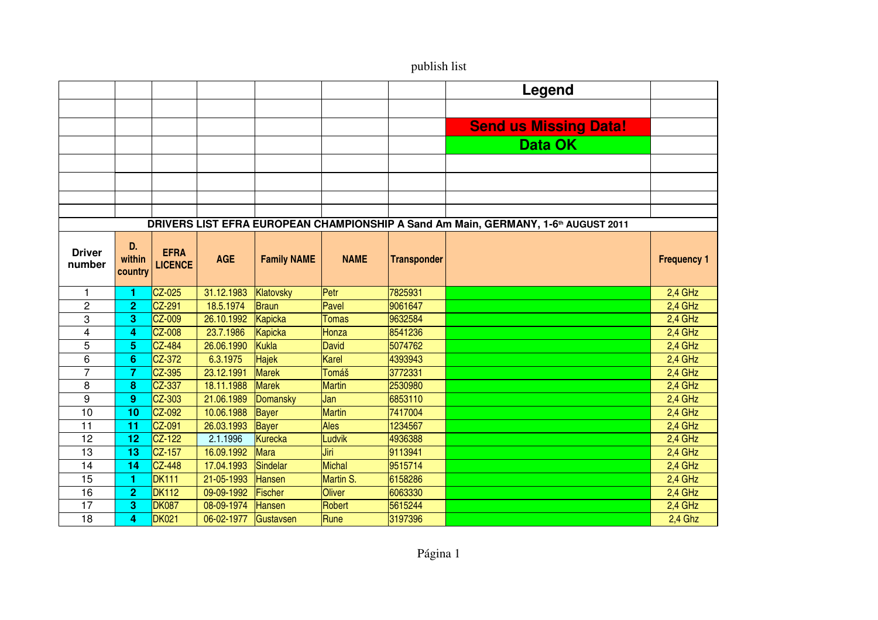| | | | | | | | Legend | |
|---|---|---|---|---|---|---|---|---|
| | | | | | | | | |
| | | | | | | | Send us Missing Data! | |
| | | | | | | | Data OK | |

**DRIVERS LIST EFRA EUROPEAN CHAMPIONSHIP A Sand Am Main, GERMANY, 1-6th AUGUST 2011**

| Driver number | D. within country | EFRA LICENCE | AGE | Family NAME | NAME | Transponder | | Frequency 1 |
|---|---|---|---|---|---|---|---|---|
| 1 | 1 | CZ-025 | 31.12.1983 | Klatovsky | Petr | 7825931 | | 2,4 GHz |
| 2 | 2 | CZ-291 | 18.5.1974 | Braun | Pavel | 9061647 | | 2,4 GHz |
| 3 | 3 | CZ-009 | 26.10.1992 | Kapicka | Tomas | 9632584 | | 2,4 GHz |
| 4 | 4 | CZ-008 | 23.7.1986 | Kapicka | Honza | 8541236 | | 2,4 GHz |
| 5 | 5 | CZ-484 | 26.06.1990 | Kukla | David | 5074762 | | 2,4 GHz |
| 6 | 6 | CZ-372 | 6.3.1975 | Hajek | Karel | 4393943 | | 2,4 GHz |
| 7 | 7 | CZ-395 | 23.12.1991 | Marek | Tomáš | 3772331 | | 2,4 GHz |
| 8 | 8 | CZ-337 | 18.11.1988 | Marek | Martin | 2530980 | | 2,4 GHz |
| 9 | 9 | CZ-303 | 21.06.1989 | Domansky | Jan | 6853110 | | 2,4 GHz |
| 10 | 10 | CZ-092 | 10.06.1988 | Bayer | Martin | 7417004 | | 2,4 GHz |
| 11 | 11 | CZ-091 | 26.03.1993 | Bayer | Ales | 1234567 | | 2,4 GHz |
| 12 | 12 | CZ-122 | 2.1.1996 | Kurecka | Ludvik | 4936388 | | 2,4 GHz |
| 13 | 13 | CZ-157 | 16.09.1992 | Mara | Jiri | 9113941 | | 2,4 GHz |
| 14 | 14 | CZ-448 | 17.04.1993 | Sindelar | Michal | 9515714 | | 2,4 GHz |
| 15 | 1 | DK111 | 21-05-1993 | Hansen | Martin S. | 6158286 | | 2,4 GHz |
| 16 | 2 | DK112 | 09-09-1992 | Fischer | Oliver | 6063330 | | 2,4 GHz |
| 17 | 3 | DK087 | 08-09-1974 | Hansen | Robert | 5615244 | | 2,4 GHz |
| 18 | 4 | DK021 | 06-02-1977 | Gustavsen | Rune | 3197396 | | 2,4 Ghz |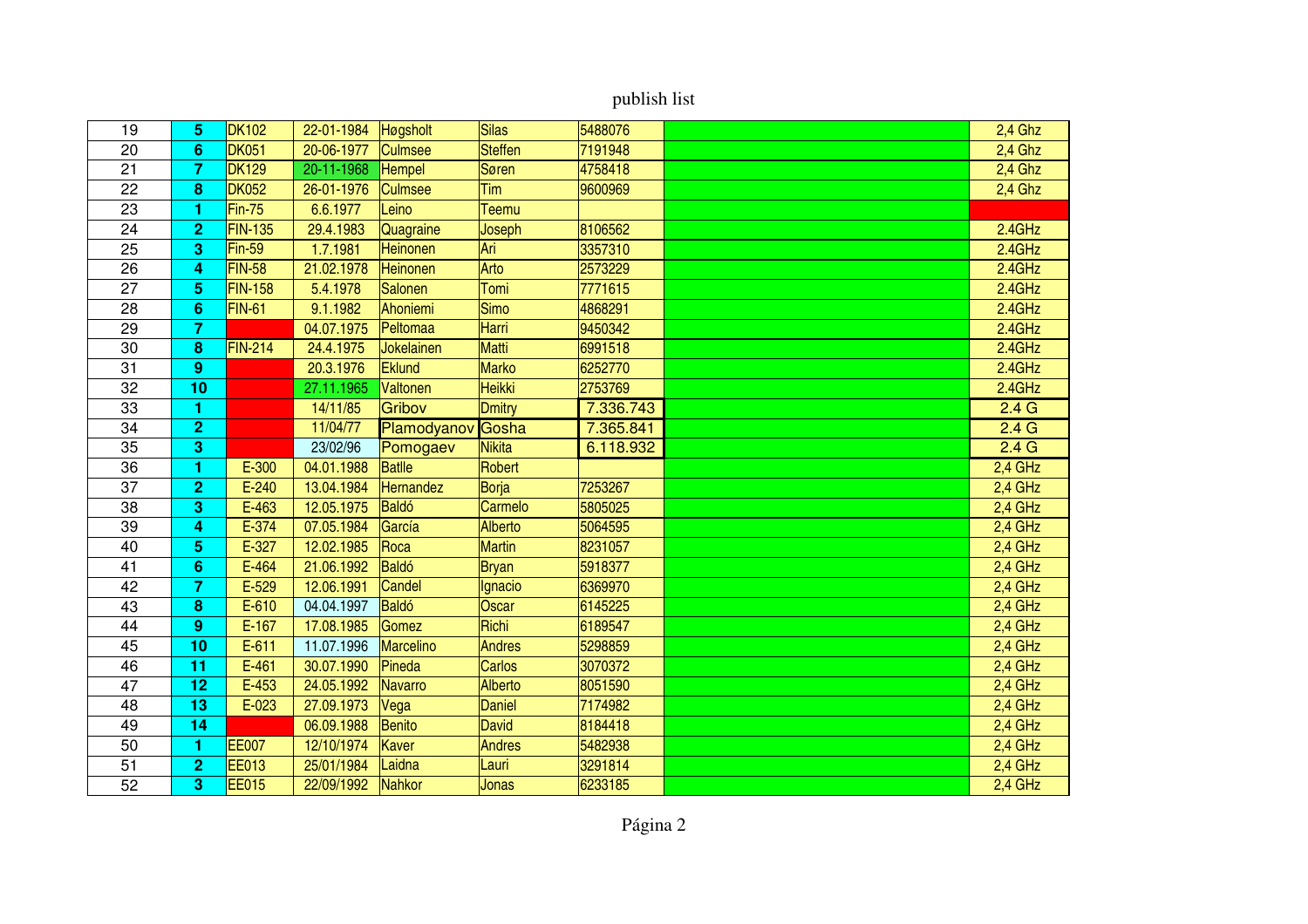publish list

| | | | | | | | | |
|---|---|---|---|---|---|---|---|---|
| 19 | 5 | DK102 | 22-01-1984 | Høgsholt | Silas | 5488076 | | 2,4 Ghz |
| 20 | 6 | DK051 | 20-06-1977 | Culmsee | Steffen | 7191948 | | 2,4 Ghz |
| 21 | 7 | DK129 | 20-11-1968 | Hempel | Søren | 4758418 | | 2,4 Ghz |
| 22 | 8 | DK052 | 26-01-1976 | Culmsee | Tim | 9600969 | | 2,4 Ghz |
| 23 | 1 | Fin-75 | 6.6.1977 | Leino | Teemu | | | |
| 24 | 2 | FIN-135 | 29.4.1983 | Quagraine | Joseph | 8106562 | | 2.4GHz |
| 25 | 3 | Fin-59 | 1.7.1981 | Heinonen | Ari | 3357310 | | 2.4GHz |
| 26 | 4 | FIN-58 | 21.02.1978 | Heinonen | Arto | 2573229 | | 2.4GHz |
| 27 | 5 | FIN-158 | 5.4.1978 | Salonen | Tomi | 7771615 | | 2.4GHz |
| 28 | 6 | FIN-61 | 9.1.1982 | Ahoniemi | Simo | 4868291 | | 2.4GHz |
| 29 | 7 | | 04.07.1975 | Peltomaa | Harri | 9450342 | | 2.4GHz |
| 30 | 8 | FIN-214 | 24.4.1975 | Jokelainen | Matti | 6991518 | | 2.4GHz |
| 31 | 9 | | 20.3.1976 | Eklund | Marko | 6252770 | | 2.4GHz |
| 32 | 10 | | 27.11.1965 | Valtonen | Heikki | 2753769 | | 2.4GHz |
| 33 | 1 | | 14/11/85 | Gribov | Dmitry | 7.336.743 | | 2.4 G |
| 34 | 2 | | 11/04/77 | Plamodyanov | Gosha | 7.365.841 | | 2.4 G |
| 35 | 3 | | 23/02/96 | Pomogaev | Nikita | 6.118.932 | | 2.4 G |
| 36 | 1 | E-300 | 04.01.1988 | Batlle | Robert | | | 2,4 GHz |
| 37 | 2 | E-240 | 13.04.1984 | Hernandez | Borja | 7253267 | | 2,4 GHz |
| 38 | 3 | E-463 | 12.05.1975 | Baldó | Carmelo | 5805025 | | 2,4 GHz |
| 39 | 4 | E-374 | 07.05.1984 | García | Alberto | 5064595 | | 2,4 GHz |
| 40 | 5 | E-327 | 12.02.1985 | Roca | Martin | 8231057 | | 2,4 GHz |
| 41 | 6 | E-464 | 21.06.1992 | Baldó | Bryan | 5918377 | | 2,4 GHz |
| 42 | 7 | E-529 | 12.06.1991 | Candel | Ignacio | 6369970 | | 2,4 GHz |
| 43 | 8 | E-610 | 04.04.1997 | Baldó | Oscar | 6145225 | | 2,4 GHz |
| 44 | 9 | E-167 | 17.08.1985 | Gomez | Richi | 6189547 | | 2,4 GHz |
| 45 | 10 | E-611 | 11.07.1996 | Marcelino | Andres | 5298859 | | 2,4 GHz |
| 46 | 11 | E-461 | 30.07.1990 | Pineda | Carlos | 3070372 | | 2,4 GHz |
| 47 | 12 | E-453 | 24.05.1992 | Navarro | Alberto | 8051590 | | 2,4 GHz |
| 48 | 13 | E-023 | 27.09.1973 | Vega | Daniel | 7174982 | | 2,4 GHz |
| 49 | 14 | | 06.09.1988 | Benito | David | 8184418 | | 2,4 GHz |
| 50 | 1 | EE007 | 12/10/1974 | Kaver | Andres | 5482938 | | 2,4 GHz |
| 51 | 2 | EE013 | 25/01/1984 | Laidna | Lauri | 3291814 | | 2,4 GHz |
| 52 | 3 | EE015 | 22/09/1992 | Nahkor | Jonas | 6233185 | | 2,4 GHz |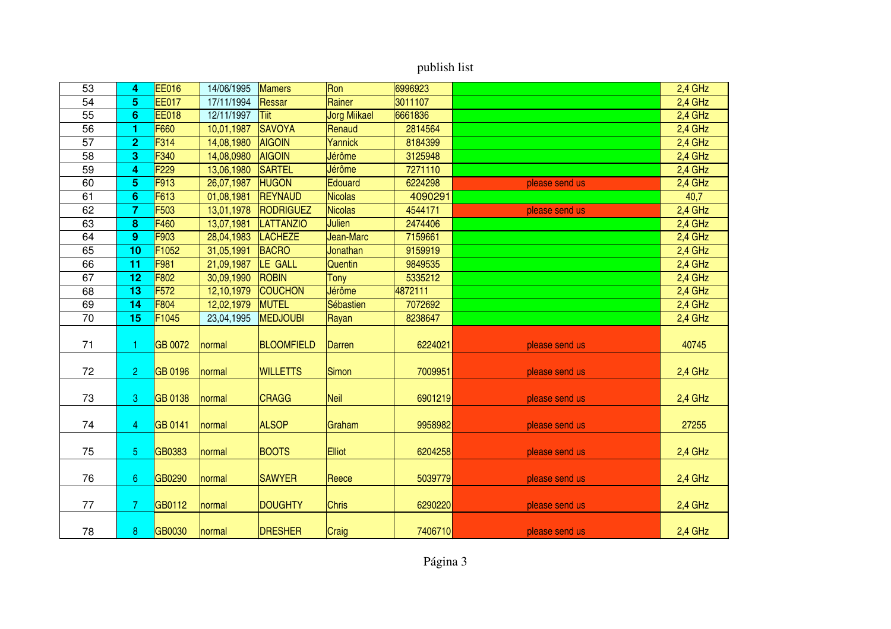publish list

| | | | | | | | | |
|---|---|---|---|---|---|---|---|---|
| 53 | **4** | EE016 | 14/06/1995 | Mamers | Ron | 6996923 | | 2,4 GHz |
| 54 | **5** | EE017 | 17/11/1994 | Ressar | Rainer | 3011107 | | 2,4 GHz |
| 55 | **6** | EE018 | 12/11/1997 | Tiit | Jorg Miikael | 6661836 | | 2,4 GHz |
| 56 | **1** | F660 | 10,01,1987 | SAVOYA | Renaud | 2814564 | | 2,4 GHz |
| 57 | **2** | F314 | 14,08,1980 | AIGOIN | Yannick | 8184399 | | 2,4 GHz |
| 58 | **3** | F340 | 14,08,0980 | AIGOIN | Jérôme | 3125948 | | 2,4 GHz |
| 59 | **4** | F229 | 13,06,1980 | SARTEL | Jérôme | 7271110 | | 2,4 GHz |
| 60 | **5** | F913 | 26,07,1987 | HUGON | Edouard | 6224298 | please send us | 2,4 GHz |
| 61 | **6** | F613 | 01,08,1981 | REYNAUD | Nicolas | 4090291 | | 40,7 |
| 62 | **7** | F503 | 13,01,1978 | RODRIGUEZ | Nicolas | 4544171 | please send us | 2,4 GHz |
| 63 | **8** | F460 | 13,07,1981 | LATTANZIO | Julien | 2474406 | | 2,4 GHz |
| 64 | **9** | F903 | 28,04,1983 | LACHEZE | Jean-Marc | 7159661 | | 2,4 GHz |
| 65 | **10** | F1052 | 31,05,1991 | BACRO | Jonathan | 9159919 | | 2,4 GHz |
| 66 | **11** | F981 | 21,09,1987 | LE GALL | Quentin | 9849535 | | 2,4 GHz |
| 67 | **12** | F802 | 30,09,1990 | ROBIN | Tony | 5335212 | | 2,4 GHz |
| 68 | **13** | F572 | 12,10,1979 | COUCHON | Jérôme | 4872111 | | 2,4 GHz |
| 69 | **14** | F804 | 12,02,1979 | MUTEL | Sébastien | 7072692 | | 2,4 GHz |
| 70 | **15** | F1045 | 23,04,1995 | MEDJOUBI | Rayan | 8238647 | | 2,4 GHz |
| 71 | 1 | GB 0072 | normal | BLOOMFIELD | Darren | 6224021 | please send us | 40745 |
| 72 | 2 | GB 0196 | normal | WILLETTS | Simon | 7009951 | please send us | 2,4 GHz |
| 73 | 3 | GB 0138 | normal | CRAGG | Neil | 6901219 | please send us | 2,4 GHz |
| 74 | 4 | GB 0141 | normal | ALSOP | Graham | 9958982 | please send us | 27255 |
| 75 | 5 | GB0383 | normal | BOOTS | Elliot | 6204258 | please send us | 2,4 GHz |
| 76 | 6 | GB0290 | normal | SAWYER | Reece | 5039779 | please send us | 2,4 GHz |
| 77 | 7 | GB0112 | normal | DOUGHTY | Chris | 6290220 | please send us | 2,4 GHz |
| 78 | 8 | GB0030 | normal | DRESHER | Craig | 7406710 | please send us | 2,4 GHz |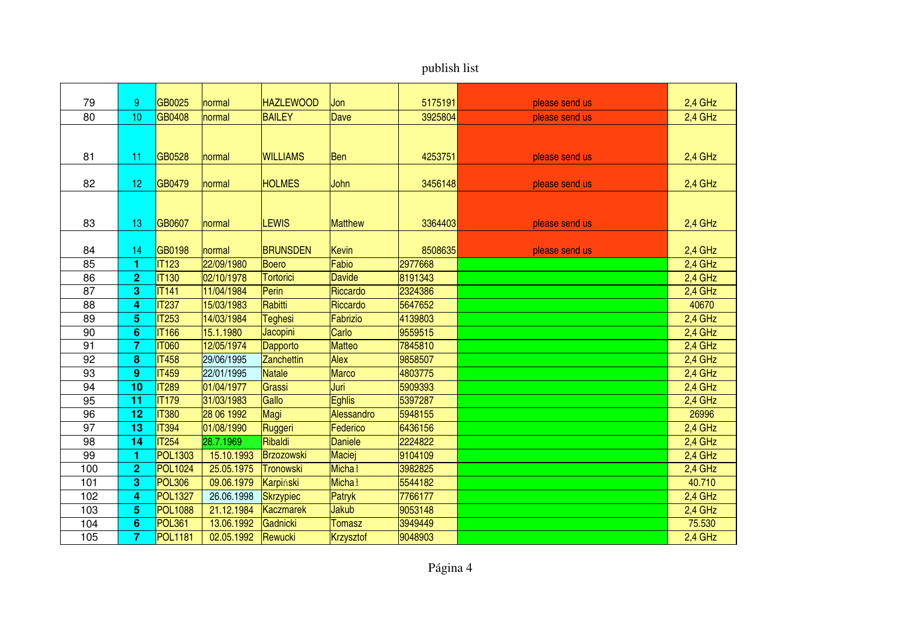publish list

| | | | | | | | | |
|---|---|---|---|---|---|---|---|---|
| 79 | 9 | GB0025 | normal | HAZLEWOOD | Jon | 5175191 | please send us | 2,4 GHz |
| 80 | 10 | GB0408 | normal | BAILEY | Dave | 3925804 | please send us | 2,4 GHz |
| 81 | 11 | GB0528 | normal | WILLIAMS | Ben | 4253751 | please send us | 2,4 GHz |
| 82 | 12 | GB0479 | normal | HOLMES | John | 3456148 | please send us | 2,4 GHz |
| 83 | 13 | GB0607 | normal | LEWIS | Matthew | 3364403 | please send us | 2,4 GHz |
| 84 | 14 | GB0198 | normal | BRUNSDEN | Kevin | 8508635 | please send us | 2,4 GHz |
| 85 | **1** | IT123 | 22/09/1980 | Boero | Fabio | 2977668 | | 2,4 GHz |
| 86 | **2** | IT130 | 02/10/1978 | Tortorici | Davide | 8191343 | | 2,4 GHz |
| 87 | **3** | IT141 | 11/04/1984 | Perin | Riccardo | 2324386 | | 2,4 GHz |
| 88 | **4** | IT237 | 15/03/1983 | Rabitti | Riccardo | 5647652 | | 40670 |
| 89 | **5** | IT253 | 14/03/1984 | Teghesi | Fabrizio | 4139803 | | 2,4 GHz |
| 90 | **6** | IT166 | 15.1.1980 | Jacopini | Carlo | 9559515 | | 2,4 GHz |
| 91 | **7** | IT060 | 12/05/1974 | Dapporto | Matteo | 7845810 | | 2,4 GHz |
| 92 | **8** | IT458 | 29/06/1995 | Zanchettin | Alex | 9858507 | | 2,4 GHz |
| 93 | **9** | IT459 | 22/01/1995 | Natale | Marco | 4803775 | | 2,4 GHz |
| 94 | **10** | IT289 | 01/04/1977 | Grassi | Juri | 5909393 | | 2,4 GHz |
| 95 | **11** | IT179 | 31/03/1983 | Gallo | Eghlis | 5397287 | | 2,4 GHz |
| 96 | **12** | IT380 | 28 06 1992 | Magi | Alessandro | 5948155 | | 26996 |
| 97 | **13** | IT394 | 01/08/1990 | Ruggeri | Federico | 6436156 | | 2,4 GHz |
| 98 | **14** | IT254 | 28.7.1969 | Ribaldi | Daniele | 2224822 | | 2,4 GHz |
| 99 | **1** | POL1303 | 15.10.1993 | Brzozowski | Maciej | 9104109 | | 2,4 GHz |
| 100 | **2** | POL1024 | 25.05.1975 | Tronowski | Michał | 3982825 | | 2,4 GHz |
| 101 | **3** | POL306 | 09.06.1979 | Karpiński | Michał | 5544182 | | 40.710 |
| 102 | **4** | POL1327 | 26.06.1998 | Skrzypiec | Patryk | 7766177 | | 2,4 GHz |
| 103 | **5** | POL1088 | 21.12.1984 | Kaczmarek | Jakub | 9053148 | | 2,4 GHz |
| 104 | **6** | POL361 | 13.06.1992 | Gadnicki | Tomasz | 3949449 | | 75.530 |
| 105 | **7** | POL1181 | 02.05.1992 | Rewucki | Krzysztof | 9048903 | | 2,4 GHz |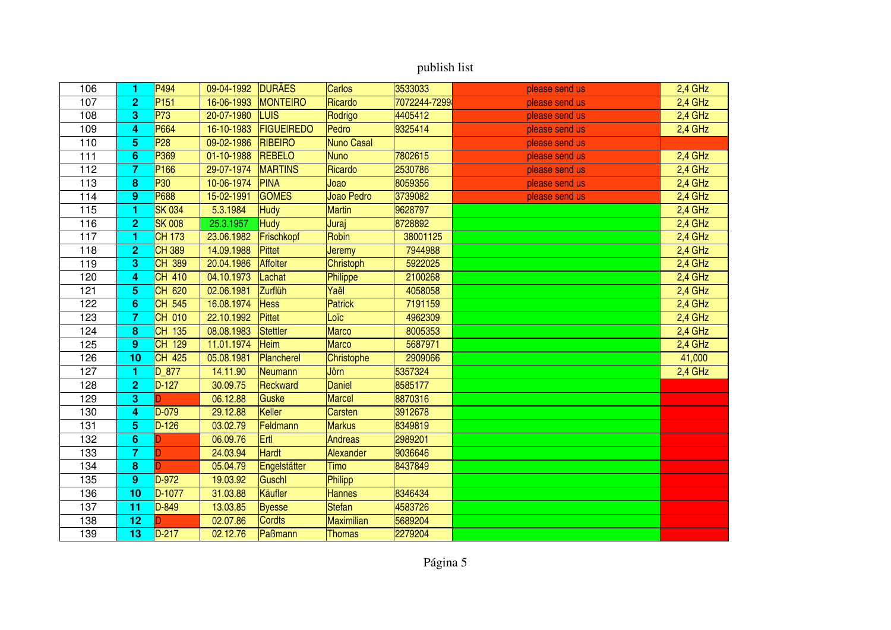publish list

| | | | | | | | | |
|---|---|---|---|---|---|---|---|---|
| 106 | 1 | P494 | 09-04-1992 | DURÃES | Carlos | 3533033 | please send us | 2,4 GHz |
| 107 | 2 | P151 | 16-06-1993 | MONTEIRO | Ricardo | 7072244-7299 | please send us | 2,4 GHz |
| 108 | 3 | P73 | 20-07-1980 | LUIS | Rodrigo | 4405412 | please send us | 2,4 GHz |
| 109 | 4 | P664 | 16-10-1983 | FIGUEIREDO | Pedro | 9325414 | please send us | 2,4 GHz |
| 110 | 5 | P28 | 09-02-1986 | RIBEIRO | Nuno Casal | | please send us | |
| 111 | 6 | P369 | 01-10-1988 | REBELO | Nuno | 7802615 | please send us | 2,4 GHz |
| 112 | 7 | P166 | 29-07-1974 | MARTINS | Ricardo | 2530786 | please send us | 2,4 GHz |
| 113 | 8 | P30 | 10-06-1974 | PINA | Joao | 8059356 | please send us | 2,4 GHz |
| 114 | 9 | P688 | 15-02-1991 | GOMES | Joao Pedro | 3739082 | please send us | 2,4 GHz |
| 115 | 1 | SK 034 | 5.3.1984 | Hudy | Martin | 9628797 | | 2,4 GHz |
| 116 | 2 | SK 008 | 25.3.1957 | Hudy | Juraj | 8728892 | | 2,4 GHz |
| 117 | 1 | CH 173 | 23.06.1982 | Frischkopf | Robin | 38001125 | | 2,4 GHz |
| 118 | 2 | CH 389 | 14.09.1988 | Pittet | Jeremy | 7944988 | | 2,4 GHz |
| 119 | 3 | CH 389 | 20.04.1986 | Affolter | Christoph | 5922025 | | 2,4 GHz |
| 120 | 4 | CH 410 | 04.10.1973 | Lachat | Philippe | 2100268 | | 2,4 GHz |
| 121 | 5 | CH 620 | 02.06.1981 | Zurflüh | Yaël | 4058058 | | 2,4 GHz |
| 122 | 6 | CH 545 | 16.08.1974 | Hess | Patrick | 7191159 | | 2,4 GHz |
| 123 | 7 | CH 010 | 22.10.1992 | Pittet | Loïc | 4962309 | | 2,4 GHz |
| 124 | 8 | CH 135 | 08.08.1983 | Stettler | Marco | 8005353 | | 2,4 GHz |
| 125 | 9 | CH 129 | 11.01.1974 | Heim | Marco | 5687971 | | 2,4 GHz |
| 126 | 10 | CH 425 | 05.08.1981 | Plancherel | Christophe | 2909066 | | 41,000 |
| 127 | 1 | D_877 | 14.11.90 | Neumann | Jörn | 5357324 | | 2,4 GHz |
| 128 | 2 | D-127 | 30.09.75 | Reckward | Daniel | 8585177 | | |
| 129 | 3 | D | 06.12.88 | Guske | Marcel | 8870316 | | |
| 130 | 4 | D-079 | 29.12.88 | Keller | Carsten | 3912678 | | |
| 131 | 5 | D-126 | 03.02.79 | Feldmann | Markus | 8349819 | | |
| 132 | 6 | D | 06.09.76 | Ertl | Andreas | 2989201 | | |
| 133 | 7 | D | 24.03.94 | Hardt | Alexander | 9036646 | | |
| 134 | 8 | D | 05.04.79 | Engelstätter | Timo | 8437849 | | |
| 135 | 9 | D-972 | 19.03.92 | Guschl | Philipp | | | |
| 136 | 10 | D-1077 | 31.03.88 | Käufler | Hannes | 8346434 | | |
| 137 | 11 | D-849 | 13.03.85 | Byesse | Stefan | 4583726 | | |
| 138 | 12 | D | 02.07.86 | Cordts | Maximilian | 5689204 | | |
| 139 | 13 | D-217 | 02.12.76 | Paßmann | Thomas | 2279204 | | |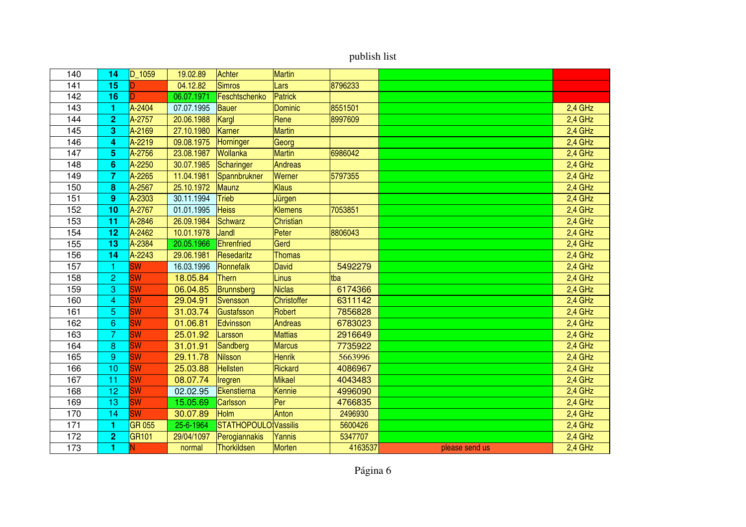publish list

| | | | | | | | | |
|---|---|---|---|---|---|---|---|---|
| 140 | 14 | D_1059 | 19.02.89 | Achter | Martin | | | |
| 141 | 15 | D | 04.12.82 | Simros | Lars | 8796233 | | |
| 142 | 16 | D | 06.07.1971 | Feschtschenko | Patrick | | | |
| 143 | 1 | A-2404 | 07.07.1995 | Bauer | Dominic | 8551501 | | 2,4 GHz |
| 144 | 2 | A-2757 | 20.06.1988 | Kargl | Rene | 8997609 | | 2,4 GHz |
| 145 | 3 | A-2169 | 27.10.1980 | Karner | Martin | | | 2,4 GHz |
| 146 | 4 | A-2219 | 09.08.1975 | Horninger | Georg | | | 2,4 GHz |
| 147 | 5 | A-2756 | 23.08.1987 | Wollanka | Martin | 6986042 | | 2,4 GHz |
| 148 | 6 | A-2250 | 30.07.1985 | Scharinger | Andreas | | | 2,4 GHz |
| 149 | 7 | A-2265 | 11.04.1981 | Spannbrukner | Werner | 5797355 | | 2,4 GHz |
| 150 | 8 | A-2567 | 25.10.1972 | Maunz | Klaus | | | 2,4 GHz |
| 151 | 9 | A-2303 | 30.11.1994 | Trieb | Jürgen | | | 2,4 GHz |
| 152 | 10 | A-2767 | 01.01.1995 | Heiss | Klemens | 7053851 | | 2,4 GHz |
| 153 | 11 | A-2846 | 26.09.1984 | Schwarz | Christian | | | 2,4 GHz |
| 154 | 12 | A-2462 | 10.01.1978 | Jandl | Peter | 8806043 | | 2,4 GHz |
| 155 | 13 | A-2384 | 20.05.1966 | Ehrenfried | Gerd | | | 2,4 GHz |
| 156 | 14 | A-2243 | 29.06.1981 | Resedaritz | Thomas | | | 2,4 GHz |
| 157 | 1 | SW | 16.03.1996 | Ronnefalk | David | 5492279 | | 2,4 GHz |
| 158 | 2 | SW | 18.05.84 | Thern | Linus | tba | | 2,4 GHz |
| 159 | 3 | SW | 06.04.85 | Brunnsberg | Niclas | 6174366 | | 2,4 GHz |
| 160 | 4 | SW | 29.04.91 | Svensson | Christoffer | 6311142 | | 2,4 GHz |
| 161 | 5 | SW | 31.03.74 | Gustafsson | Robert | 7856828 | | 2,4 GHz |
| 162 | 6 | SW | 01.06.81 | Edvinsson | Andreas | 6783023 | | 2,4 GHz |
| 163 | 7 | SW | 25.01.92 | Larsson | Mattias | 2916649 | | 2,4 GHz |
| 164 | 8 | SW | 31.01.91 | Sandberg | Marcus | 7735922 | | 2,4 GHz |
| 165 | 9 | SW | 29.11.78 | Nilsson | Henrik | 5663996 | | 2,4 GHz |
| 166 | 10 | SW | 25.03.88 | Hellsten | Rickard | 4086967 | | 2,4 GHz |
| 167 | 11 | SW | 08.07.74 | Iregren | Mikael | 4043483 | | 2,4 GHz |
| 168 | 12 | SW | 02.02.95 | Ekenstierna | Kennie | 4996090 | | 2,4 GHz |
| 169 | 13 | SW | 15.05.69 | Carlsson | Per | 4766835 | | 2,4 GHz |
| 170 | 14 | SW | 30.07.89 | Holm | Anton | 2496930 | | 2,4 GHz |
| 171 | 1 | GR 055 | 25-6-1964 | STATHOPOULO | Vassilis | 5600426 | | 2,4 GHz |
| 172 | 2 | GR101 | 29/04/1097 | Perogiannakis | Yannis | 5347707 | | 2,4 GHz |
| 173 | 1 | N | normal | Thorkildsen | Morten | 4163537 | please send us | 2,4 GHz |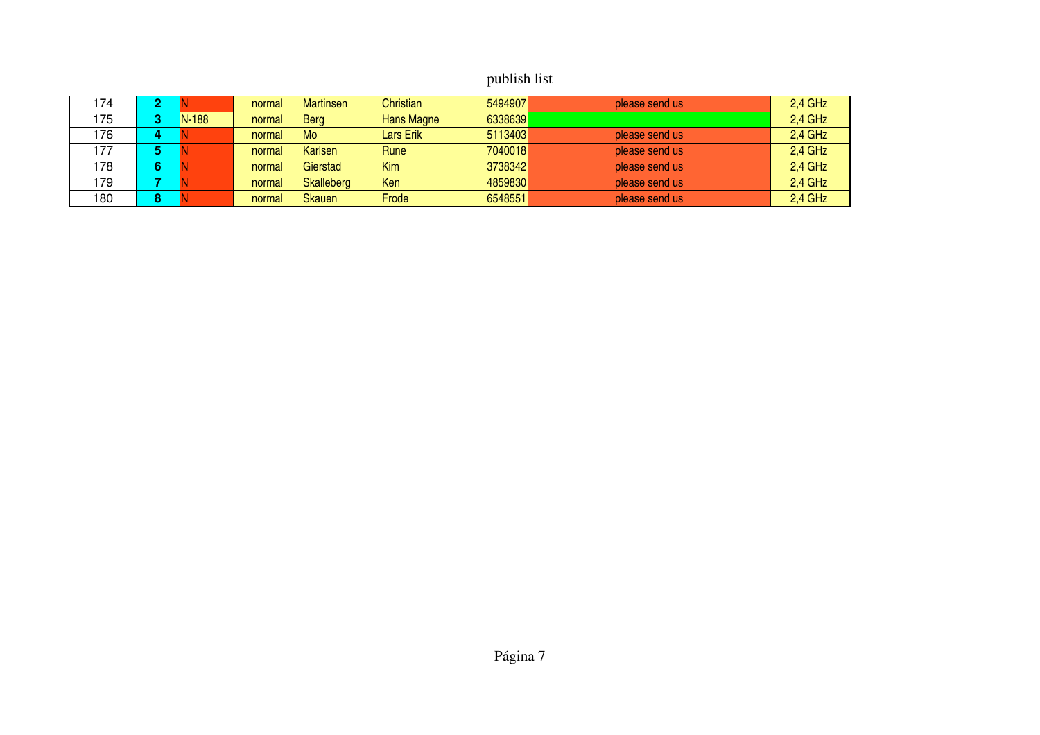publish list

| | | | | | | | | |
|---|---|---|---|---|---|---|---|---|
| 174 | **2** | N | normal | Martinsen | Christian | 5494907 | please send us | 2,4 GHz |
| 175 | **3** | N-188 | normal | Berg | Hans Magne | 6338639 | | 2,4 GHz |
| 176 | **4** | N | normal | Mo | Lars Erik | 5113403 | please send us | 2,4 GHz |
| 177 | **5** | N | normal | Karlsen | Rune | 7040018 | please send us | 2,4 GHz |
| 178 | **6** | N | normal | Gierstad | Kim | 3738342 | please send us | 2,4 GHz |
| 179 | **7** | N | normal | Skalleberg | Ken | 4859830 | please send us | 2,4 GHz |
| 180 | **8** | N | normal | Skauen | Frode | 6548551 | please send us | 2,4 GHz |